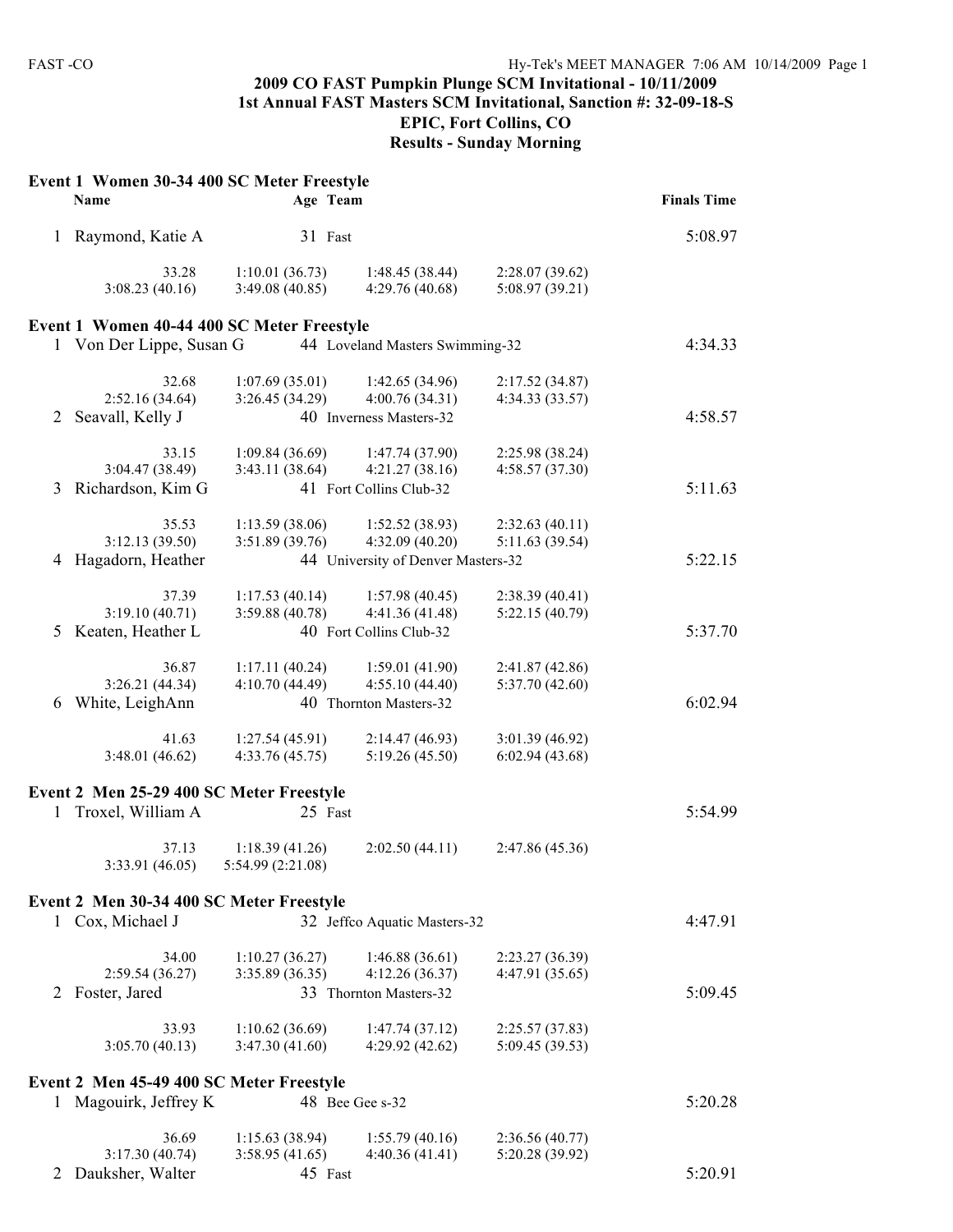# 2009 CO FAST Pumpkin Plunge SCM Invitational - 10/11/2009
## 1st Annual FAST Masters SCM Invitational, Sanction #: 32-09-18-S
## EPIC, Fort Collins, CO
## Results - Sunday Morning

### Event 1 Women 30-34 400 SC Meter Freestyle

| | Name | Age | Team | Finals Time |
|---|---|---|---|---|
| 1 | Raymond, Katie A | 31 | Fast | 5:08.97 |

33.28 | 1:10.01 (36.73) | 1:48.45 (38.44) | 2:28.07 (39.62)
3:08.23 (40.16) | 3:49.08 (40.85) | 4:29.76 (40.68) | 5:08.97 (39.21)

### Event 1 Women 40-44 400 SC Meter Freestyle

| | Name | Age | Team | Finals Time |
|---|---|---|---|---|
| 1 | Von Der Lippe, Susan G | 44 | Loveland Masters Swimming-32 | 4:34.33 |

32.68 | 1:07.69 (35.01) | 1:42.65 (34.96) | 2:17.52 (34.87)
2:52.16 (34.64) | 3:26.45 (34.29) | 4:00.76 (34.31) | 4:34.33 (33.57)

| | Name | Age | Team | Finals Time |
|---|---|---|---|---|
| 2 | Seavall, Kelly J | 40 | Inverness Masters-32 | 4:58.57 |

33.15 | 1:09.84 (36.69) | 1:47.74 (37.90) | 2:25.98 (38.24)
3:04.47 (38.49) | 3:43.11 (38.64) | 4:21.27 (38.16) | 4:58.57 (37.30)

| | Name | Age | Team | Finals Time |
|---|---|---|---|---|
| 3 | Richardson, Kim G | 41 | Fort Collins Club-32 | 5:11.63 |

35.53 | 1:13.59 (38.06) | 1:52.52 (38.93) | 2:32.63 (40.11)
3:12.13 (39.50) | 3:51.89 (39.76) | 4:32.09 (40.20) | 5:11.63 (39.54)

| | Name | Age | Team | Finals Time |
|---|---|---|---|---|
| 4 | Hagadorn, Heather | 44 | University of Denver Masters-32 | 5:22.15 |

37.39 | 1:17.53 (40.14) | 1:57.98 (40.45) | 2:38.39 (40.41)
3:19.10 (40.71) | 3:59.88 (40.78) | 4:41.36 (41.48) | 5:22.15 (40.79)

| | Name | Age | Team | Finals Time |
|---|---|---|---|---|
| 5 | Keaten, Heather L | 40 | Fort Collins Club-32 | 5:37.70 |

36.87 | 1:17.11 (40.24) | 1:59.01 (41.90) | 2:41.87 (42.86)
3:26.21 (44.34) | 4:10.70 (44.49) | 4:55.10 (44.40) | 5:37.70 (42.60)

| | Name | Age | Team | Finals Time |
|---|---|---|---|---|
| 6 | White, LeighAnn | 40 | Thornton Masters-32 | 6:02.94 |

41.63 | 1:27.54 (45.91) | 2:14.47 (46.93) | 3:01.39 (46.92)
3:48.01 (46.62) | 4:33.76 (45.75) | 5:19.26 (45.50) | 6:02.94 (43.68)

### Event 2 Men 25-29 400 SC Meter Freestyle

| | Name | Age | Team | Finals Time |
|---|---|---|---|---|
| 1 | Troxel, William A | 25 | Fast | 5:54.99 |

37.13 | 1:18.39 (41.26) | 2:02.50 (44.11) | 2:47.86 (45.36)
3:33.91 (46.05) | 5:54.99 (2:21.08)

### Event 2 Men 30-34 400 SC Meter Freestyle

| | Name | Age | Team | Finals Time |
|---|---|---|---|---|
| 1 | Cox, Michael J | 32 | Jeffco Aquatic Masters-32 | 4:47.91 |

34.00 | 1:10.27 (36.27) | 1:46.88 (36.61) | 2:23.27 (36.39)
2:59.54 (36.27) | 3:35.89 (36.35) | 4:12.26 (36.37) | 4:47.91 (35.65)

| | Name | Age | Team | Finals Time |
|---|---|---|---|---|
| 2 | Foster, Jared | 33 | Thornton Masters-32 | 5:09.45 |

33.93 | 1:10.62 (36.69) | 1:47.74 (37.12) | 2:25.57 (37.83)
3:05.70 (40.13) | 3:47.30 (41.60) | 4:29.92 (42.62) | 5:09.45 (39.53)

### Event 2 Men 45-49 400 SC Meter Freestyle

| | Name | Age | Team | Finals Time |
|---|---|---|---|---|
| 1 | Magouirk, Jeffrey K | 48 | Bee Gee s-32 | 5:20.28 |

36.69 | 1:15.63 (38.94) | 1:55.79 (40.16) | 2:36.56 (40.77)
3:17.30 (40.74) | 3:58.95 (41.65) | 4:40.36 (41.41) | 5:20.28 (39.92)

| | Name | Age | Team | Finals Time |
|---|---|---|---|---|
| 2 | Dauksher, Walter | 45 | Fast | 5:20.91 |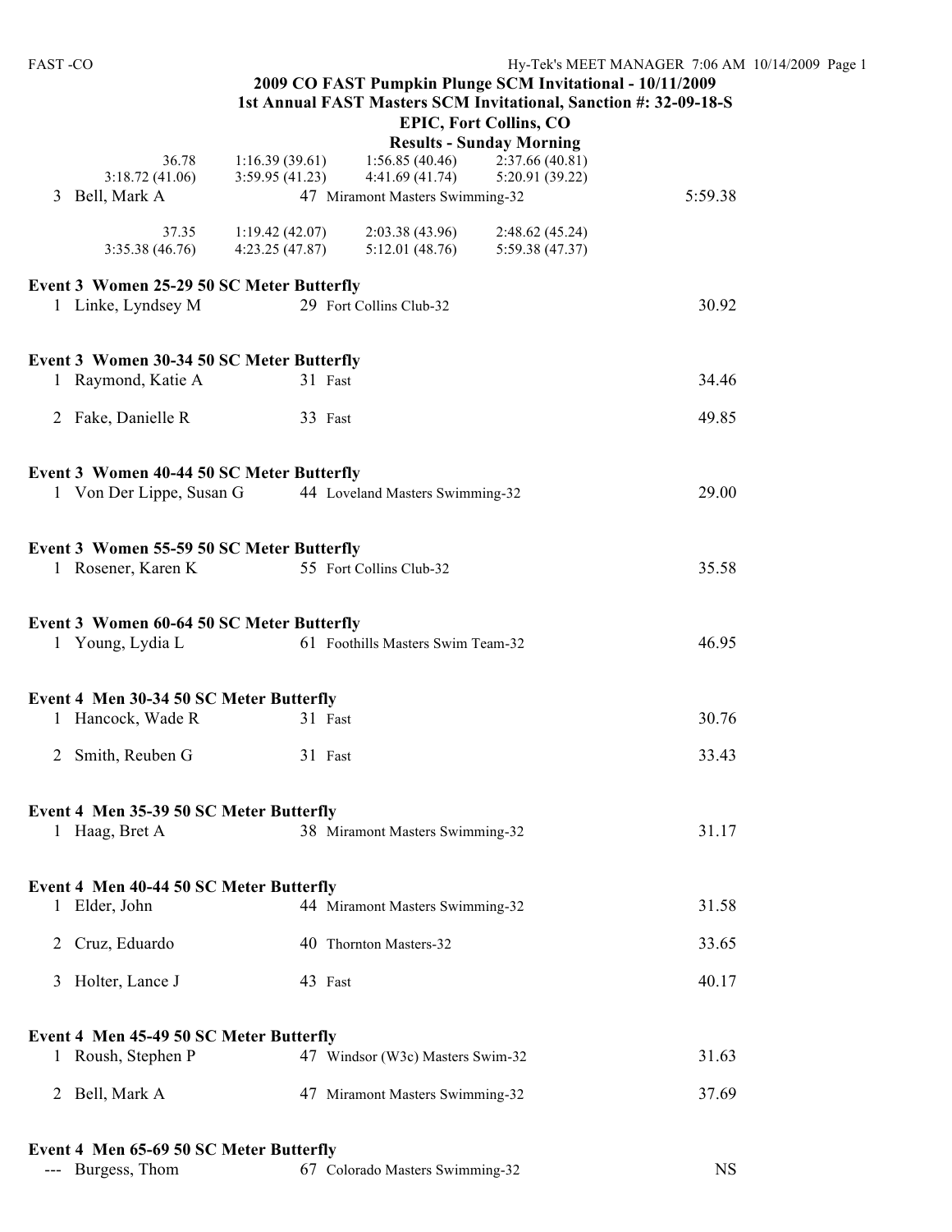**2009 CO FAST Pumpkin Plunge SCM Invitational - 10/11/2009**
**1st Annual FAST Masters SCM Invitational, Sanction #: 32-09-18-S**
**EPIC, Fort Collins, CO**
**Results - Sunday Morning**

```
           36.78      1:16.39 (39.61)   1:56.85 (40.46)   2:37.66 (40.81)
 3:18.72 (41.06)      3:59.95 (41.23)   4:41.69 (41.74)   5:20.91 (39.22)
 3 Bell, Mark A                47 Miramont Masters Swimming-32              5:59.38
           37.35      1:19.42 (42.07)   2:03.38 (43.96)   2:48.62 (45.24)
 3:35.38 (46.76)      4:23.25 (47.87)   5:12.01 (48.76)   5:59.38 (47.37)
```

**Event 3 Women 25-29 50 SC Meter Butterfly**

```
 1 Linke, Lyndsey M            29 Fort Collins Club-32                      30.92
```

**Event 3 Women 30-34 50 SC Meter Butterfly**

```
 1 Raymond, Katie A            31 Fast                                      34.46
 2 Fake, Danielle R            33 Fast                                      49.85
```

**Event 3 Women 40-44 50 SC Meter Butterfly**

```
 1 Von Der Lippe, Susan G      44 Loveland Masters Swimming-32              29.00
```

**Event 3 Women 55-59 50 SC Meter Butterfly**

```
 1 Rosener, Karen K            55 Fort Collins Club-32                      35.58
```

**Event 3 Women 60-64 50 SC Meter Butterfly**

```
 1 Young, Lydia L              61 Foothills Masters Swim Team-32            46.95
```

**Event 4 Men 30-34 50 SC Meter Butterfly**

```
 1 Hancock, Wade R             31 Fast                                      30.76
 2 Smith, Reuben G             31 Fast                                      33.43
```

**Event 4 Men 35-39 50 SC Meter Butterfly**

```
 1 Haag, Bret A                38 Miramont Masters Swimming-32              31.17
```

**Event 4 Men 40-44 50 SC Meter Butterfly**

```
 1 Elder, John                 44 Miramont Masters Swimming-32              31.58
 2 Cruz, Eduardo               40 Thornton Masters-32                       33.65
 3 Holter, Lance J             43 Fast                                      40.17
```

**Event 4 Men 45-49 50 SC Meter Butterfly**

```
 1 Roush, Stephen P            47 Windsor (W3c) Masters Swim-32             31.63
 2 Bell, Mark A                47 Miramont Masters Swimming-32              37.69
```

**Event 4 Men 65-69 50 SC Meter Butterfly**

```
 --- Burgess, Thom             67 Colorado Masters Swimming-32                 NS
```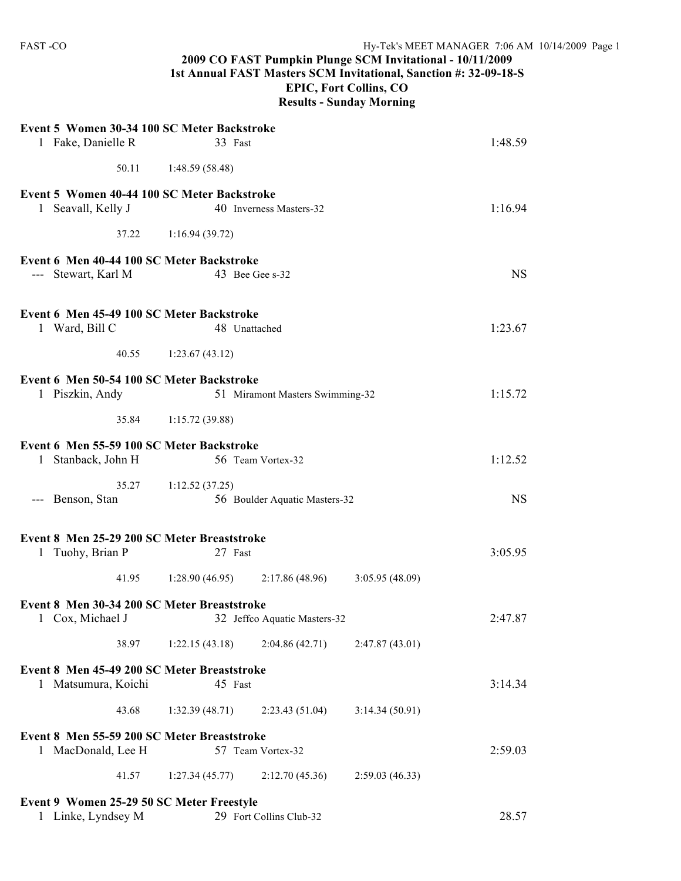**2009 CO FAST Pumpkin Plunge SCM Invitational - 10/11/2009**
**1st Annual FAST Masters SCM Invitational, Sanction #: 32-09-18-S**
**EPIC, Fort Collins, CO**
**Results - Sunday Morning**

**Event 5 Women 30-34 100 SC Meter Backstroke**

1 Fake, Danielle R 33 Fast 1:48.59

50.11 1:48.59 (58.48)

**Event 5 Women 40-44 100 SC Meter Backstroke**

1 Seavall, Kelly J 40 Inverness Masters-32 1:16.94

37.22 1:16.94 (39.72)

**Event 6 Men 40-44 100 SC Meter Backstroke**

--- Stewart, Karl M 43 Bee Gee s-32 NS

**Event 6 Men 45-49 100 SC Meter Backstroke**

1 Ward, Bill C 48 Unattached 1:23.67

40.55 1:23.67 (43.12)

**Event 6 Men 50-54 100 SC Meter Backstroke**

1 Piszkin, Andy 51 Miramont Masters Swimming-32 1:15.72

35.84 1:15.72 (39.88)

**Event 6 Men 55-59 100 SC Meter Backstroke**

1 Stanback, John H 56 Team Vortex-32 1:12.52

35.27 1:12.52 (37.25)

--- Benson, Stan 56 Boulder Aquatic Masters-32 NS

**Event 8 Men 25-29 200 SC Meter Breaststroke**

1 Tuohy, Brian P 27 Fast 3:05.95

41.95 1:28.90 (46.95) 2:17.86 (48.96) 3:05.95 (48.09)

**Event 8 Men 30-34 200 SC Meter Breaststroke**

1 Cox, Michael J 32 Jeffco Aquatic Masters-32 2:47.87

38.97 1:22.15 (43.18) 2:04.86 (42.71) 2:47.87 (43.01)

**Event 8 Men 45-49 200 SC Meter Breaststroke**

1 Matsumura, Koichi 45 Fast 3:14.34

43.68 1:32.39 (48.71) 2:23.43 (51.04) 3:14.34 (50.91)

**Event 8 Men 55-59 200 SC Meter Breaststroke**

1 MacDonald, Lee H 57 Team Vortex-32 2:59.03

41.57 1:27.34 (45.77) 2:12.70 (45.36) 2:59.03 (46.33)

**Event 9 Women 25-29 50 SC Meter Freestyle**

1 Linke, Lyndsey M 29 Fort Collins Club-32 28.57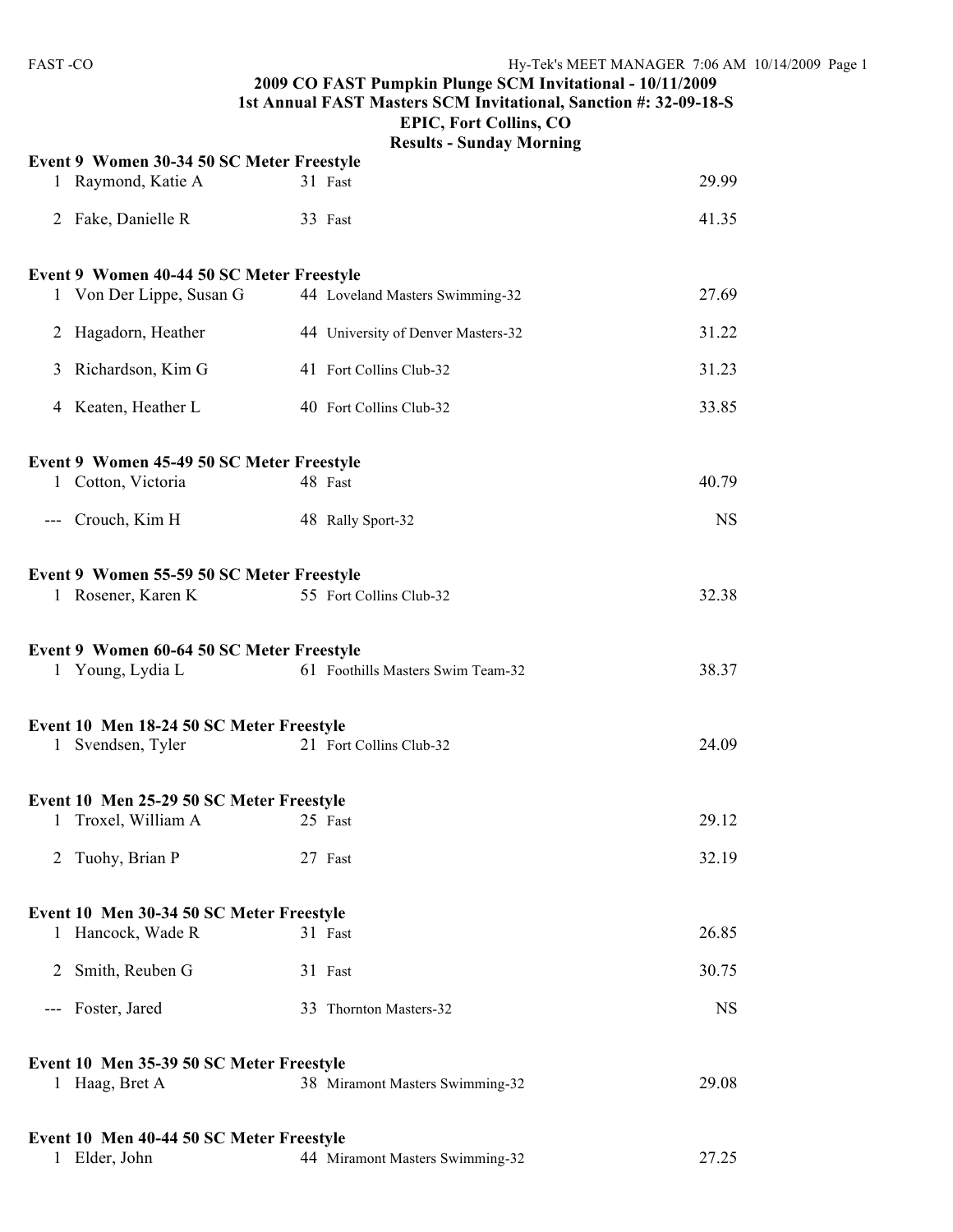**2009 CO FAST Pumpkin Plunge SCM Invitational - 10/11/2009**
**1st Annual FAST Masters SCM Invitational, Sanction #: 32-09-18-S**
**EPIC, Fort Collins, CO**
**Results - Sunday Morning**

### Event 9 Women 30-34 50 SC Meter Freestyle

| Place | Name | Age | Team | Time |
|---|---|---|---|---|
| 1 | Raymond, Katie A | 31 | Fast | 29.99 |
| 2 | Fake, Danielle R | 33 | Fast | 41.35 |

### Event 9 Women 40-44 50 SC Meter Freestyle

| Place | Name | Age | Team | Time |
|---|---|---|---|---|
| 1 | Von Der Lippe, Susan G | 44 | Loveland Masters Swimming-32 | 27.69 |
| 2 | Hagadorn, Heather | 44 | University of Denver Masters-32 | 31.22 |
| 3 | Richardson, Kim G | 41 | Fort Collins Club-32 | 31.23 |
| 4 | Keaten, Heather L | 40 | Fort Collins Club-32 | 33.85 |

### Event 9 Women 45-49 50 SC Meter Freestyle

| Place | Name | Age | Team | Time |
|---|---|---|---|---|
| 1 | Cotton, Victoria | 48 | Fast | 40.79 |
| --- | Crouch, Kim H | 48 | Rally Sport-32 | NS |

### Event 9 Women 55-59 50 SC Meter Freestyle

| Place | Name | Age | Team | Time |
|---|---|---|---|---|
| 1 | Rosener, Karen K | 55 | Fort Collins Club-32 | 32.38 |

### Event 9 Women 60-64 50 SC Meter Freestyle

| Place | Name | Age | Team | Time |
|---|---|---|---|---|
| 1 | Young, Lydia L | 61 | Foothills Masters Swim Team-32 | 38.37 |

### Event 10 Men 18-24 50 SC Meter Freestyle

| Place | Name | Age | Team | Time |
|---|---|---|---|---|
| 1 | Svendsen, Tyler | 21 | Fort Collins Club-32 | 24.09 |

### Event 10 Men 25-29 50 SC Meter Freestyle

| Place | Name | Age | Team | Time |
|---|---|---|---|---|
| 1 | Troxel, William A | 25 | Fast | 29.12 |
| 2 | Tuohy, Brian P | 27 | Fast | 32.19 |

### Event 10 Men 30-34 50 SC Meter Freestyle

| Place | Name | Age | Team | Time |
|---|---|---|---|---|
| 1 | Hancock, Wade R | 31 | Fast | 26.85 |
| 2 | Smith, Reuben G | 31 | Fast | 30.75 |
| --- | Foster, Jared | 33 | Thornton Masters-32 | NS |

### Event 10 Men 35-39 50 SC Meter Freestyle

| Place | Name | Age | Team | Time |
|---|---|---|---|---|
| 1 | Haag, Bret A | 38 | Miramont Masters Swimming-32 | 29.08 |

### Event 10 Men 40-44 50 SC Meter Freestyle

| Place | Name | Age | Team | Time |
|---|---|---|---|---|
| 1 | Elder, John | 44 | Miramont Masters Swimming-32 | 27.25 |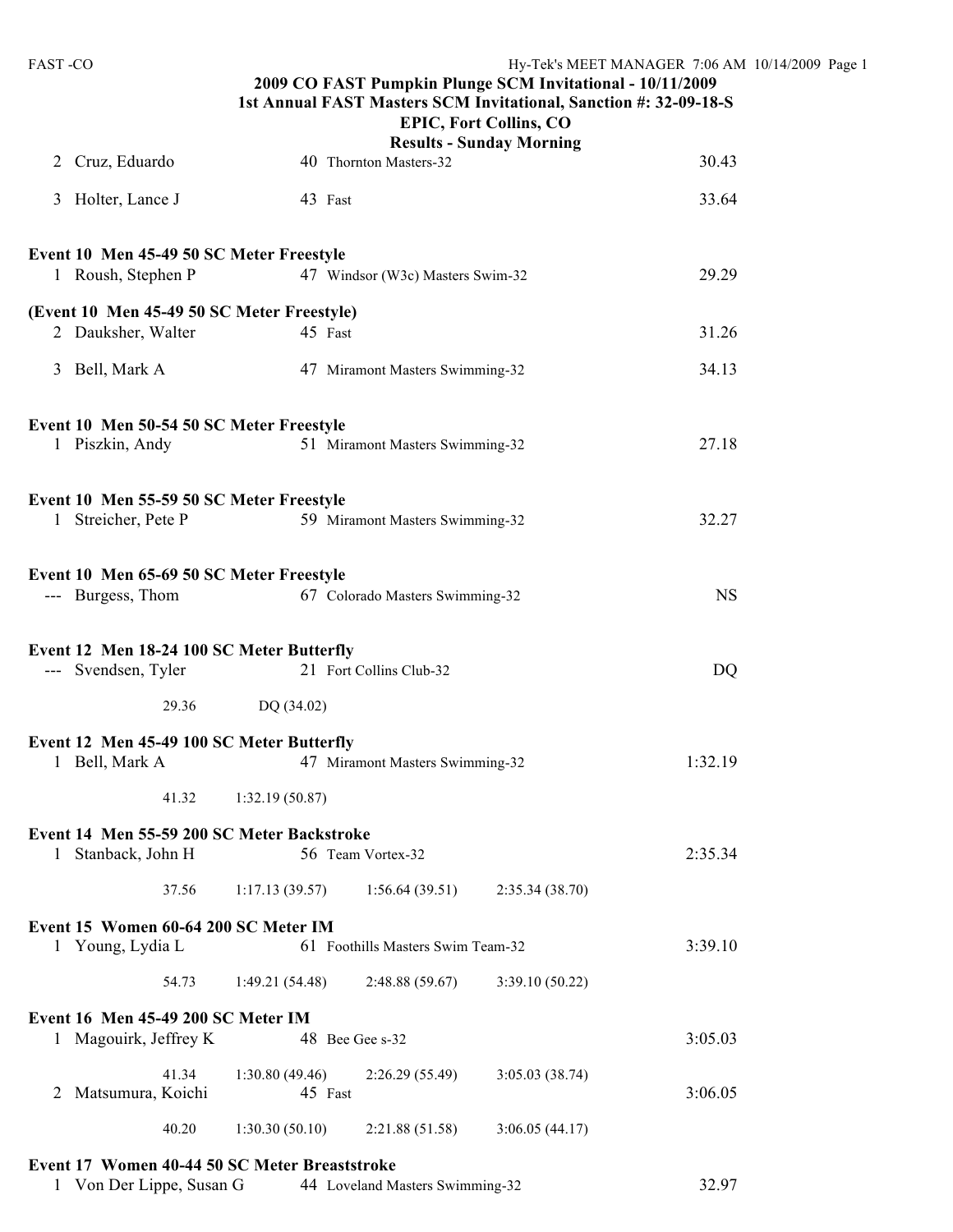## 2009 CO FAST Pumpkin Plunge SCM Invitational - 10/11/2009
### 1st Annual FAST Masters SCM Invitational, Sanction #: 32-09-18-S
### EPIC, Fort Collins, CO
### Results - Sunday Morning

| Place | Name | Age | Team | Time |
|---|---|---|---|---|
| 2 | Cruz, Eduardo | 40 | Thornton Masters-32 | 30.43 |
| 3 | Holter, Lance J | 43 | Fast | 33.64 |

**Event 10 Men 45-49 50 SC Meter Freestyle**

| Place | Name | Age | Team | Time |
|---|---|---|---|---|
| 1 | Roush, Stephen P | 47 | Windsor (W3c) Masters Swim-32 | 29.29 |

**(Event 10 Men 45-49 50 SC Meter Freestyle)**

| Place | Name | Age | Team | Time |
|---|---|---|---|---|
| 2 | Dauksher, Walter | 45 | Fast | 31.26 |
| 3 | Bell, Mark A | 47 | Miramont Masters Swimming-32 | 34.13 |

**Event 10 Men 50-54 50 SC Meter Freestyle**

| Place | Name | Age | Team | Time |
|---|---|---|---|---|
| 1 | Piszkin, Andy | 51 | Miramont Masters Swimming-32 | 27.18 |

**Event 10 Men 55-59 50 SC Meter Freestyle**

| Place | Name | Age | Team | Time |
|---|---|---|---|---|
| 1 | Streicher, Pete P | 59 | Miramont Masters Swimming-32 | 32.27 |

**Event 10 Men 65-69 50 SC Meter Freestyle**

| Place | Name | Age | Team | Time |
|---|---|---|---|---|
| --- | Burgess, Thom | 67 | Colorado Masters Swimming-32 | NS |

**Event 12 Men 18-24 100 SC Meter Butterfly**

| Place | Name | Age | Team | Time |
|---|---|---|---|---|
| --- | Svendsen, Tyler | 21 | Fort Collins Club-32 | DQ |

29.36 DQ (34.02)

**Event 12 Men 45-49 100 SC Meter Butterfly**

| Place | Name | Age | Team | Time |
|---|---|---|---|---|
| 1 | Bell, Mark A | 47 | Miramont Masters Swimming-32 | 1:32.19 |

41.32 1:32.19 (50.87)

**Event 14 Men 55-59 200 SC Meter Backstroke**

| Place | Name | Age | Team | Time |
|---|---|---|---|---|
| 1 | Stanback, John H | 56 | Team Vortex-32 | 2:35.34 |

37.56 1:17.13 (39.57) 1:56.64 (39.51) 2:35.34 (38.70)

**Event 15 Women 60-64 200 SC Meter IM**

| Place | Name | Age | Team | Time |
|---|---|---|---|---|
| 1 | Young, Lydia L | 61 | Foothills Masters Swim Team-32 | 3:39.10 |

54.73 1:49.21 (54.48) 2:48.88 (59.67) 3:39.10 (50.22)

**Event 16 Men 45-49 200 SC Meter IM**

| Place | Name | Age | Team | Time |
|---|---|---|---|---|
| 1 | Magouirk, Jeffrey K | 48 | Bee Gee s-32 | 3:05.03 |

41.34 1:30.80 (49.46) 2:26.29 (55.49) 3:05.03 (38.74)

| Place | Name | Age | Team | Time |
|---|---|---|---|---|
| 2 | Matsumura, Koichi | 45 | Fast | 3:06.05 |

40.20 1:30.30 (50.10) 2:21.88 (51.58) 3:06.05 (44.17)

**Event 17 Women 40-44 50 SC Meter Breaststroke**

| Place | Name | Age | Team | Time |
|---|---|---|---|---|
| 1 | Von Der Lippe, Susan G | 44 | Loveland Masters Swimming-32 | 32.97 |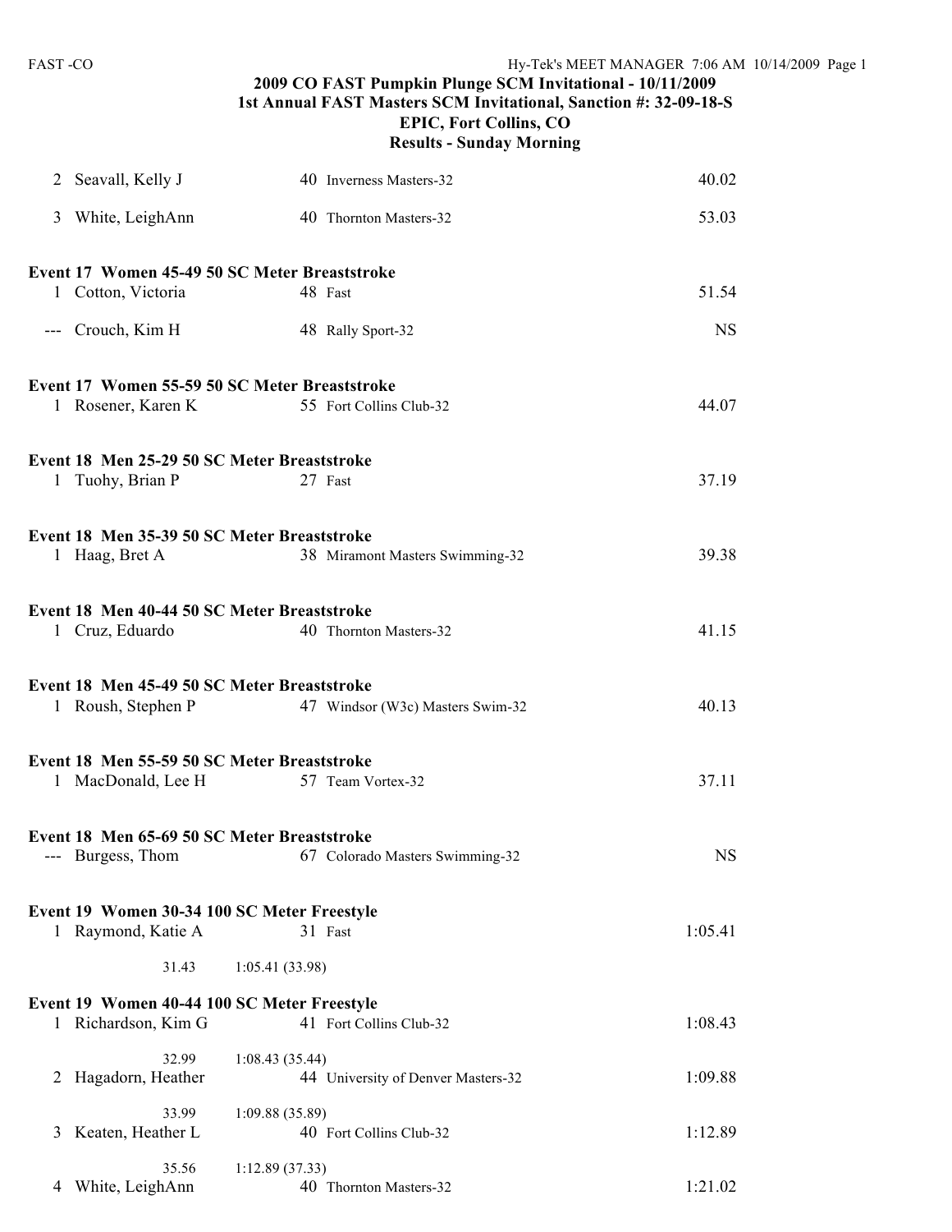**2009 CO FAST Pumpkin Plunge SCM Invitational - 10/11/2009**
**1st Annual FAST Masters SCM Invitational, Sanction #: 32-09-18-S**
**EPIC, Fort Collins, CO**
**Results - Sunday Morning**

| Place | Name | Age | Team | Time |
|---|---|---|---|---|
| 2 | Seavall, Kelly J | 40 | Inverness Masters-32 | 40.02 |
| 3 | White, LeighAnn | 40 | Thornton Masters-32 | 53.03 |

**Event 17 Women 45-49 50 SC Meter Breaststroke**

| Place | Name | Age | Team | Time |
|---|---|---|---|---|
| 1 | Cotton, Victoria | 48 | Fast | 51.54 |
| --- | Crouch, Kim H | 48 | Rally Sport-32 | NS |

**Event 17 Women 55-59 50 SC Meter Breaststroke**

| Place | Name | Age | Team | Time |
|---|---|---|---|---|
| 1 | Rosener, Karen K | 55 | Fort Collins Club-32 | 44.07 |

**Event 18 Men 25-29 50 SC Meter Breaststroke**

| Place | Name | Age | Team | Time |
|---|---|---|---|---|
| 1 | Tuohy, Brian P | 27 | Fast | 37.19 |

**Event 18 Men 35-39 50 SC Meter Breaststroke**

| Place | Name | Age | Team | Time |
|---|---|---|---|---|
| 1 | Haag, Bret A | 38 | Miramont Masters Swimming-32 | 39.38 |

**Event 18 Men 40-44 50 SC Meter Breaststroke**

| Place | Name | Age | Team | Time |
|---|---|---|---|---|
| 1 | Cruz, Eduardo | 40 | Thornton Masters-32 | 41.15 |

**Event 18 Men 45-49 50 SC Meter Breaststroke**

| Place | Name | Age | Team | Time |
|---|---|---|---|---|
| 1 | Roush, Stephen P | 47 | Windsor (W3c) Masters Swim-32 | 40.13 |

**Event 18 Men 55-59 50 SC Meter Breaststroke**

| Place | Name | Age | Team | Time |
|---|---|---|---|---|
| 1 | MacDonald, Lee H | 57 | Team Vortex-32 | 37.11 |

**Event 18 Men 65-69 50 SC Meter Breaststroke**

| Place | Name | Age | Team | Time |
|---|---|---|---|---|
| --- | Burgess, Thom | 67 | Colorado Masters Swimming-32 | NS |

**Event 19 Women 30-34 100 SC Meter Freestyle**

| Place | Name | Age | Team | Time |
|---|---|---|---|---|
| 1 | Raymond, Katie A | 31 | Fast | 1:05.41 |
| | 31.43 | 1:05.41 (33.98) | | |

**Event 19 Women 40-44 100 SC Meter Freestyle**

| Place | Name | Age | Team | Time |
|---|---|---|---|---|
| 1 | Richardson, Kim G | 41 | Fort Collins Club-32 | 1:08.43 |
| | 32.99 | 1:08.43 (35.44) | | |
| 2 | Hagadorn, Heather | 44 | University of Denver Masters-32 | 1:09.88 |
| | 33.99 | 1:09.88 (35.89) | | |
| 3 | Keaten, Heather L | 40 | Fort Collins Club-32 | 1:12.89 |
| | 35.56 | 1:12.89 (37.33) | | |
| 4 | White, LeighAnn | 40 | Thornton Masters-32 | 1:21.02 |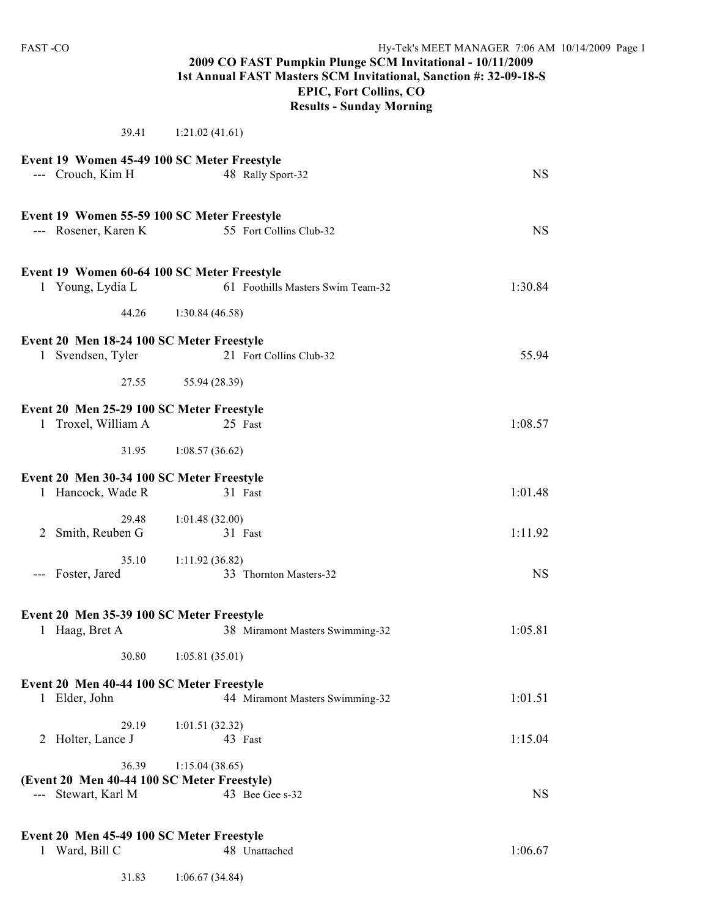# 2009 CO FAST Pumpkin Plunge SCM Invitational - 10/11/2009
## 1st Annual FAST Masters SCM Invitational, Sanction #: 32-09-18-S
## EPIC, Fort Collins, CO
## Results - Sunday Morning

39.41 1:21.02 (41.61)

**Event 19 Women 45-49 100 SC Meter Freestyle**

| Place | Name | Age | Team | Time |
|---|---|---|---|---|
| --- | Crouch, Kim H | 48 | Rally Sport-32 | NS |

**Event 19 Women 55-59 100 SC Meter Freestyle**

| Place | Name | Age | Team | Time |
|---|---|---|---|---|
| --- | Rosener, Karen K | 55 | Fort Collins Club-32 | NS |

**Event 19 Women 60-64 100 SC Meter Freestyle**

| Place | Name | Age | Team | Time |
|---|---|---|---|---|
| 1 | Young, Lydia L | 61 | Foothills Masters Swim Team-32 | 1:30.84 |

44.26 1:30.84 (46.58)

**Event 20 Men 18-24 100 SC Meter Freestyle**

| Place | Name | Age | Team | Time |
|---|---|---|---|---|
| 1 | Svendsen, Tyler | 21 | Fort Collins Club-32 | 55.94 |

27.55 55.94 (28.39)

**Event 20 Men 25-29 100 SC Meter Freestyle**

| Place | Name | Age | Team | Time |
|---|---|---|---|---|
| 1 | Troxel, William A | 25 | Fast | 1:08.57 |

31.95 1:08.57 (36.62)

**Event 20 Men 30-34 100 SC Meter Freestyle**

| Place | Name | Age | Team | Time |
|---|---|---|---|---|
| 1 | Hancock, Wade R | 31 | Fast | 1:01.48 |
| | 29.48 | 1:01.48 (32.00) | | |
| 2 | Smith, Reuben G | 31 | Fast | 1:11.92 |
| | 35.10 | 1:11.92 (36.82) | | |
| --- | Foster, Jared | 33 | Thornton Masters-32 | NS |

**Event 20 Men 35-39 100 SC Meter Freestyle**

| Place | Name | Age | Team | Time |
|---|---|---|---|---|
| 1 | Haag, Bret A | 38 | Miramont Masters Swimming-32 | 1:05.81 |

30.80 1:05.81 (35.01)

**Event 20 Men 40-44 100 SC Meter Freestyle**

| Place | Name | Age | Team | Time |
|---|---|---|---|---|
| 1 | Elder, John | 44 | Miramont Masters Swimming-32 | 1:01.51 |
| | 29.19 | 1:01.51 (32.32) | | |
| 2 | Holter, Lance J | 43 | Fast | 1:15.04 |
| | 36.39 | 1:15.04 (38.65) | | |

**(Event 20 Men 40-44 100 SC Meter Freestyle)**

| Place | Name | Age | Team | Time |
|---|---|---|---|---|
| --- | Stewart, Karl M | 43 | Bee Gee s-32 | NS |

**Event 20 Men 45-49 100 SC Meter Freestyle**

| Place | Name | Age | Team | Time |
|---|---|---|---|---|
| 1 | Ward, Bill C | 48 | Unattached | 1:06.67 |

31.83 1:06.67 (34.84)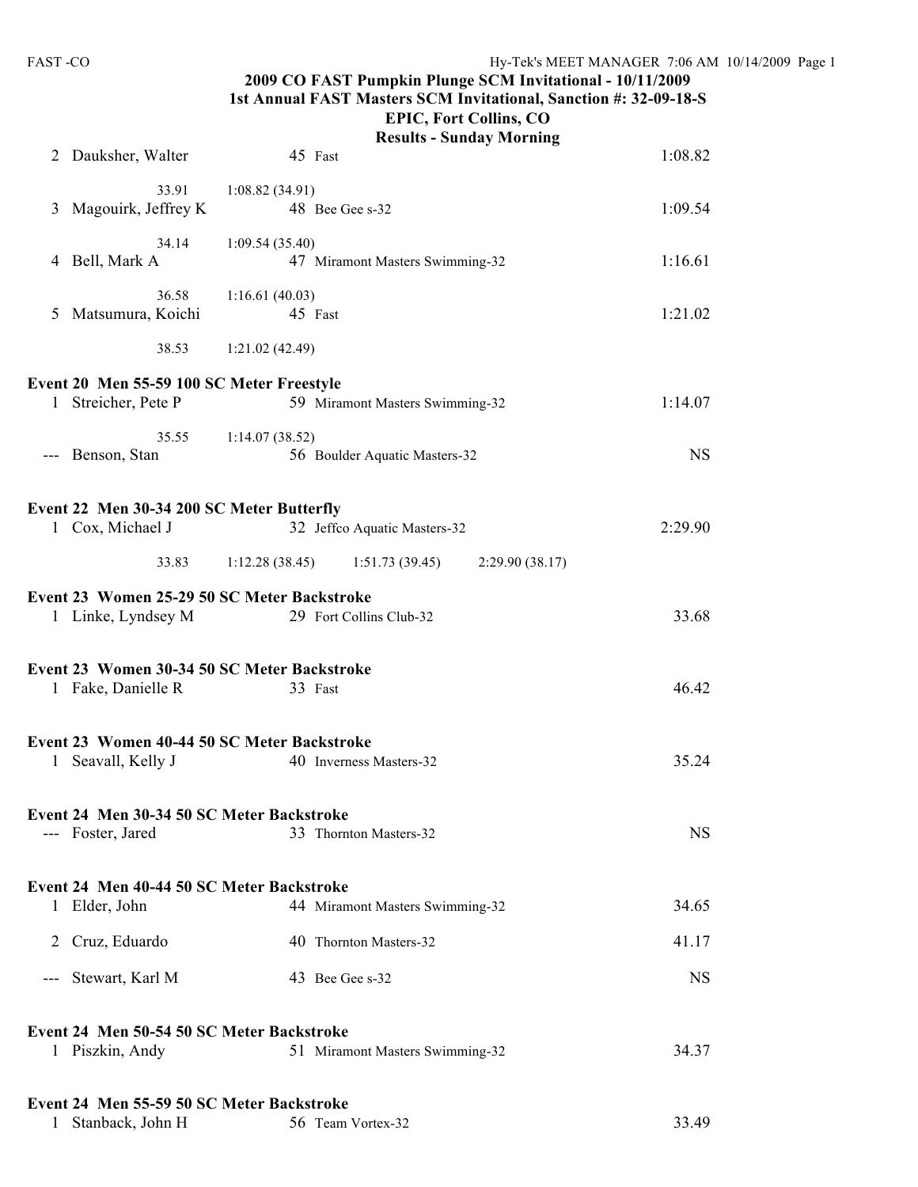## 2009 CO FAST Pumpkin Plunge SCM Invitational - 10/11/2009
### 1st Annual FAST Masters SCM Invitational, Sanction #: 32-09-18-S
### EPIC, Fort Collins, CO
### Results - Sunday Morning

| Place | Name | Age | Team | Time |
|---|---|---|---|---|
| 2 | Dauksher, Walter | 45 | Fast | 1:08.82 |
| | 33.91 | 1:08.82 (34.91) | | |
| 3 | Magouirk, Jeffrey K | 48 | Bee Gee s-32 | 1:09.54 |
| | 34.14 | 1:09.54 (35.40) | | |
| 4 | Bell, Mark A | 47 | Miramont Masters Swimming-32 | 1:16.61 |
| | 36.58 | 1:16.61 (40.03) | | |
| 5 | Matsumura, Koichi | 45 | Fast | 1:21.02 |
| | 38.53 | 1:21.02 (42.49) | | |

**Event 20 Men 55-59 100 SC Meter Freestyle**

| Place | Name | Age | Team | Time |
|---|---|---|---|---|
| 1 | Streicher, Pete P | 59 | Miramont Masters Swimming-32 | 1:14.07 |
| | 35.55 | 1:14.07 (38.52) | | |
| --- | Benson, Stan | 56 | Boulder Aquatic Masters-32 | NS |

**Event 22 Men 30-34 200 SC Meter Butterfly**

| Place | Name | Age | Team | Time |
|---|---|---|---|---|
| 1 | Cox, Michael J | 32 | Jeffco Aquatic Masters-32 | 2:29.90 |

33.83 &nbsp; 1:12.28 (38.45) &nbsp; 1:51.73 (39.45) &nbsp; 2:29.90 (38.17)

**Event 23 Women 25-29 50 SC Meter Backstroke**

| Place | Name | Age | Team | Time |
|---|---|---|---|---|
| 1 | Linke, Lyndsey M | 29 | Fort Collins Club-32 | 33.68 |

**Event 23 Women 30-34 50 SC Meter Backstroke**

| Place | Name | Age | Team | Time |
|---|---|---|---|---|
| 1 | Fake, Danielle R | 33 | Fast | 46.42 |

**Event 23 Women 40-44 50 SC Meter Backstroke**

| Place | Name | Age | Team | Time |
|---|---|---|---|---|
| 1 | Seavall, Kelly J | 40 | Inverness Masters-32 | 35.24 |

**Event 24 Men 30-34 50 SC Meter Backstroke**

| Place | Name | Age | Team | Time |
|---|---|---|---|---|
| --- | Foster, Jared | 33 | Thornton Masters-32 | NS |

**Event 24 Men 40-44 50 SC Meter Backstroke**

| Place | Name | Age | Team | Time |
|---|---|---|---|---|
| 1 | Elder, John | 44 | Miramont Masters Swimming-32 | 34.65 |
| 2 | Cruz, Eduardo | 40 | Thornton Masters-32 | 41.17 |
| --- | Stewart, Karl M | 43 | Bee Gee s-32 | NS |

**Event 24 Men 50-54 50 SC Meter Backstroke**

| Place | Name | Age | Team | Time |
|---|---|---|---|---|
| 1 | Piszkin, Andy | 51 | Miramont Masters Swimming-32 | 34.37 |

**Event 24 Men 55-59 50 SC Meter Backstroke**

| Place | Name | Age | Team | Time |
|---|---|---|---|---|
| 1 | Stanback, John H | 56 | Team Vortex-32 | 33.49 |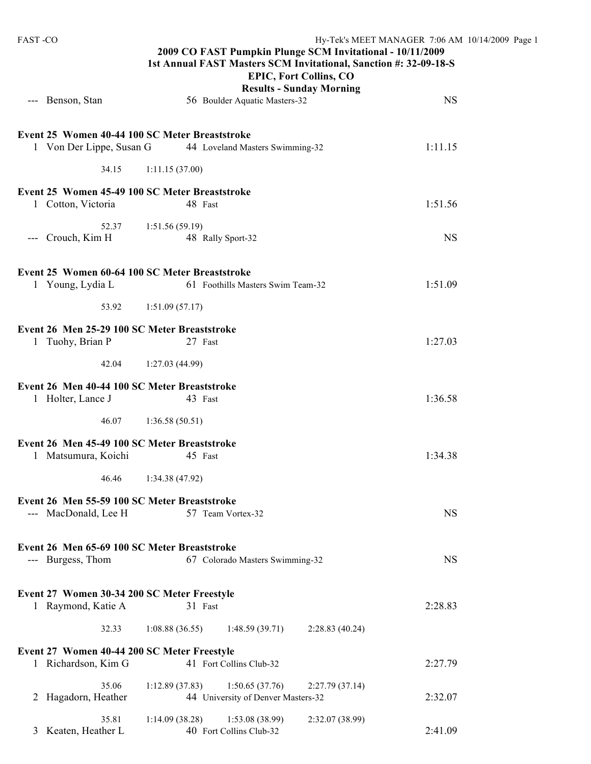**2009 CO FAST Pumpkin Plunge SCM Invitational - 10/11/2009**
**1st Annual FAST Masters SCM Invitational, Sanction #: 32-09-18-S**
**EPIC, Fort Collins, CO**
**Results - Sunday Morning**

```
--- Benson, Stan               56 Boulder Aquatic Masters-32              NS
```

**Event 25 Women 40-44 100 SC Meter Breaststroke**

```
  1 Von Der Lippe, Susan G     44 Loveland Masters Swimming-32         1:11.15
         34.15      1:11.15 (37.00)
```

**Event 25 Women 45-49 100 SC Meter Breaststroke**

```
  1 Cotton, Victoria           48 Fast                                 1:51.56
         52.37      1:51.56 (59.19)
--- Crouch, Kim H              48 Rally Sport-32                            NS
```

**Event 25 Women 60-64 100 SC Meter Breaststroke**

```
  1 Young, Lydia L             61 Foothills Masters Swim Team-32       1:51.09
         53.92      1:51.09 (57.17)
```

**Event 26 Men 25-29 100 SC Meter Breaststroke**

```
  1 Tuohy, Brian P             27 Fast                                 1:27.03
         42.04      1:27.03 (44.99)
```

**Event 26 Men 40-44 100 SC Meter Breaststroke**

```
  1 Holter, Lance J            43 Fast                                 1:36.58
         46.07      1:36.58 (50.51)
```

**Event 26 Men 45-49 100 SC Meter Breaststroke**

```
  1 Matsumura, Koichi          45 Fast                                 1:34.38
         46.46      1:34.38 (47.92)
```

**Event 26 Men 55-59 100 SC Meter Breaststroke**

```
--- MacDonald, Lee H           57 Team Vortex-32                            NS
```

**Event 26 Men 65-69 100 SC Meter Breaststroke**

```
--- Burgess, Thom              67 Colorado Masters Swimming-32              NS
```

**Event 27 Women 30-34 200 SC Meter Freestyle**

```
  1 Raymond, Katie A           31 Fast                                 2:28.83
         32.33      1:08.88 (36.55)     1:48.59 (39.71)     2:28.83 (40.24)
```

**Event 27 Women 40-44 200 SC Meter Freestyle**

```
  1 Richardson, Kim G          41 Fort Collins Club-32                 2:27.79
         35.06      1:12.89 (37.83)     1:50.65 (37.76)     2:27.79 (37.14)
  2 Hagadorn, Heather          44 University of Denver Masters-32      2:32.07
         35.81      1:14.09 (38.28)     1:53.08 (38.99)     2:32.07 (38.99)
  3 Keaten, Heather L          40 Fort Collins Club-32                 2:41.09
```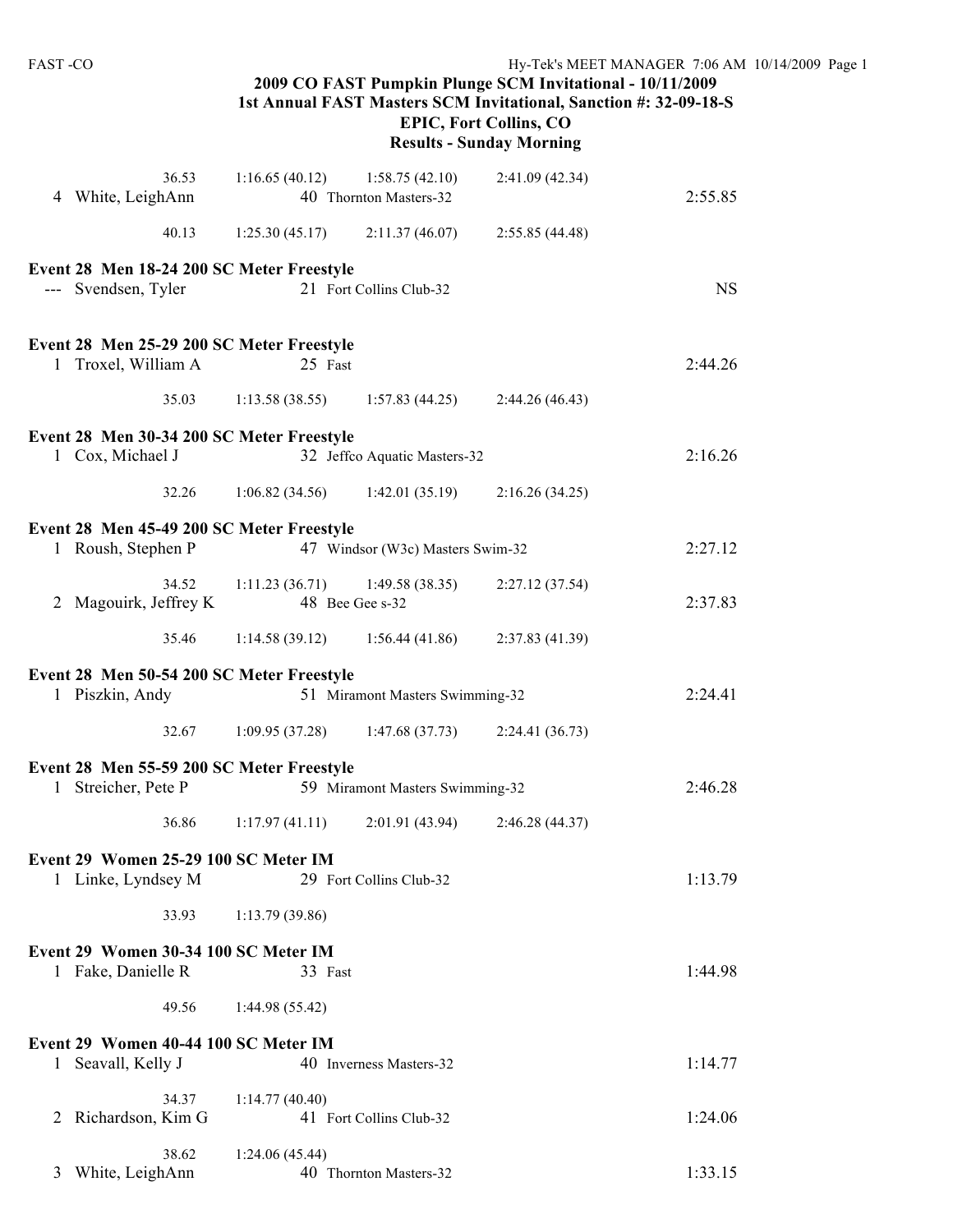# 2009 CO FAST Pumpkin Plunge SCM Invitational - 10/11/2009
## 1st Annual FAST Masters SCM Invitational, Sanction #: 32-09-18-S
## EPIC, Fort Collins, CO
## Results - Sunday Morning

```
              36.53     1:16.65 (40.12)     1:58.75 (42.10)     2:41.09 (42.34)
  4 White, LeighAnn              40 Thornton Masters-32                       2:55.85
              40.13     1:25.30 (45.17)     2:11.37 (46.07)     2:55.85 (44.48)
```

**Event 28 Men 18-24 200 SC Meter Freestyle**

```
--- Svendsen, Tyler              21 Fort Collins Club-32                         NS
```

**Event 28 Men 25-29 200 SC Meter Freestyle**

```
  1 Troxel, William A            25 Fast                                      2:44.26
              35.03     1:13.58 (38.55)     1:57.83 (44.25)     2:44.26 (46.43)
```

**Event 28 Men 30-34 200 SC Meter Freestyle**

```
  1 Cox, Michael J               32 Jeffco Aquatic Masters-32                 2:16.26
              32.26     1:06.82 (34.56)     1:42.01 (35.19)     2:16.26 (34.25)
```

**Event 28 Men 45-49 200 SC Meter Freestyle**

```
  1 Roush, Stephen P             47 Windsor (W3c) Masters Swim-32             2:27.12
              34.52     1:11.23 (36.71)     1:49.58 (38.35)     2:27.12 (37.54)
  2 Magouirk, Jeffrey K          48 Bee Gee s-32                              2:37.83
              35.46     1:14.58 (39.12)     1:56.44 (41.86)     2:37.83 (41.39)
```

**Event 28 Men 50-54 200 SC Meter Freestyle**

```
  1 Piszkin, Andy                51 Miramont Masters Swimming-32              2:24.41
              32.67     1:09.95 (37.28)     1:47.68 (37.73)     2:24.41 (36.73)
```

**Event 28 Men 55-59 200 SC Meter Freestyle**

```
  1 Streicher, Pete P            59 Miramont Masters Swimming-32              2:46.28
              36.86     1:17.97 (41.11)     2:01.91 (43.94)     2:46.28 (44.37)
```

**Event 29 Women 25-29 100 SC Meter IM**

```
  1 Linke, Lyndsey M             29 Fort Collins Club-32                      1:13.79
              33.93     1:13.79 (39.86)
```

**Event 29 Women 30-34 100 SC Meter IM**

```
  1 Fake, Danielle R             33 Fast                                      1:44.98
              49.56     1:44.98 (55.42)
```

**Event 29 Women 40-44 100 SC Meter IM**

```
  1 Seavall, Kelly J             40 Inverness Masters-32                      1:14.77
              34.37     1:14.77 (40.40)
  2 Richardson, Kim G            41 Fort Collins Club-32                      1:24.06
              38.62     1:24.06 (45.44)
  3 White, LeighAnn              40 Thornton Masters-32                       1:33.15
```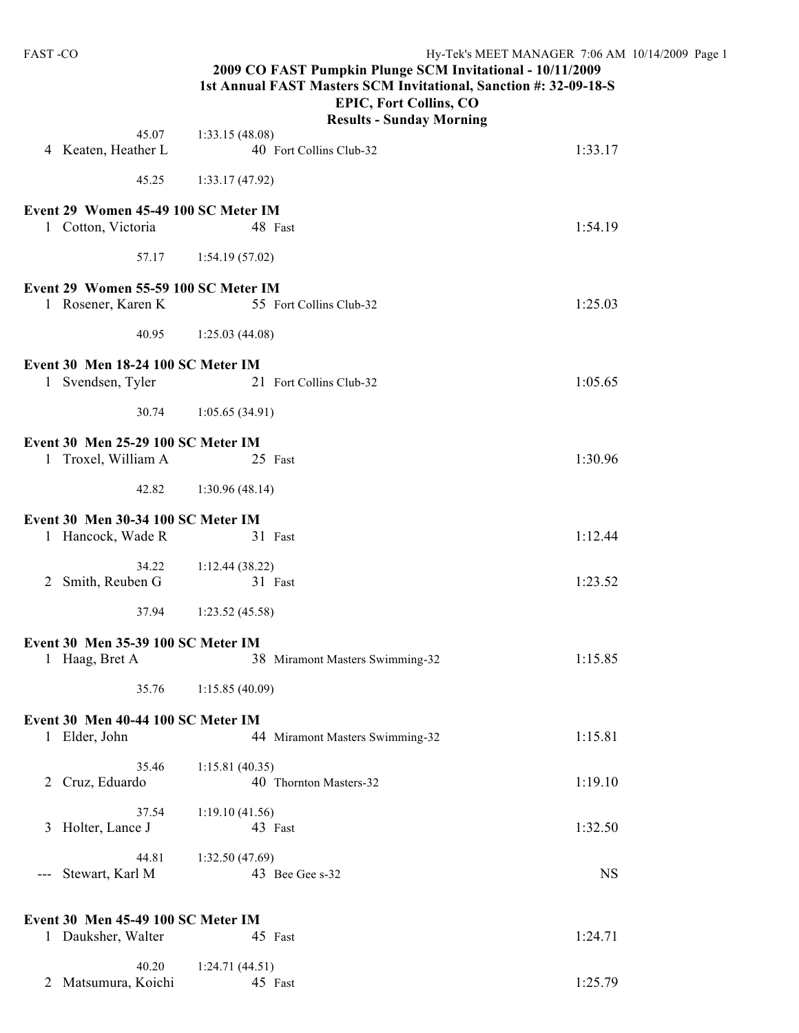## 2009 CO FAST Pumpkin Plunge SCM Invitational - 10/11/2009
## 1st Annual FAST Masters SCM Invitational, Sanction #: 32-09-18-S
## EPIC, Fort Collins, CO
## Results - Sunday Morning

45.07 1:33.15 (48.08)

| | Name | Age | Team | Time |
|---|---|---|---|---|
| 4 | Keaten, Heather L | 40 | Fort Collins Club-32 | 1:33.17 |

45.25 1:33.17 (47.92)

### Event 29 Women 45-49 100 SC Meter IM

| | Name | Age | Team | Time |
|---|---|---|---|---|
| 1 | Cotton, Victoria | 48 | Fast | 1:54.19 |

57.17 1:54.19 (57.02)

### Event 29 Women 55-59 100 SC Meter IM

| | Name | Age | Team | Time |
|---|---|---|---|---|
| 1 | Rosener, Karen K | 55 | Fort Collins Club-32 | 1:25.03 |

40.95 1:25.03 (44.08)

### Event 30 Men 18-24 100 SC Meter IM

| | Name | Age | Team | Time |
|---|---|---|---|---|
| 1 | Svendsen, Tyler | 21 | Fort Collins Club-32 | 1:05.65 |

30.74 1:05.65 (34.91)

### Event 30 Men 25-29 100 SC Meter IM

| | Name | Age | Team | Time |
|---|---|---|---|---|
| 1 | Troxel, William A | 25 | Fast | 1:30.96 |

42.82 1:30.96 (48.14)

### Event 30 Men 30-34 100 SC Meter IM

| | Name | Age | Team | Time |
|---|---|---|---|---|
| 1 | Hancock, Wade R | 31 | Fast | 1:12.44 |
| | 34.22 | | 1:12.44 (38.22) | |
| 2 | Smith, Reuben G | 31 | Fast | 1:23.52 |
| | 37.94 | | 1:23.52 (45.58) | |

### Event 30 Men 35-39 100 SC Meter IM

| | Name | Age | Team | Time |
|---|---|---|---|---|
| 1 | Haag, Bret A | 38 | Miramont Masters Swimming-32 | 1:15.85 |

35.76 1:15.85 (40.09)

### Event 30 Men 40-44 100 SC Meter IM

| | Name | Age | Team | Time |
|---|---|---|---|---|
| 1 | Elder, John | 44 | Miramont Masters Swimming-32 | 1:15.81 |
| | 35.46 | | 1:15.81 (40.35) | |
| 2 | Cruz, Eduardo | 40 | Thornton Masters-32 | 1:19.10 |
| | 37.54 | | 1:19.10 (41.56) | |
| 3 | Holter, Lance J | 43 | Fast | 1:32.50 |
| | 44.81 | | 1:32.50 (47.69) | |
| --- | Stewart, Karl M | 43 | Bee Gee s-32 | NS |

### Event 30 Men 45-49 100 SC Meter IM

| | Name | Age | Team | Time |
|---|---|---|---|---|
| 1 | Dauksher, Walter | 45 | Fast | 1:24.71 |
| | 40.20 | | 1:24.71 (44.51) | |
| 2 | Matsumura, Koichi | 45 | Fast | 1:25.79 |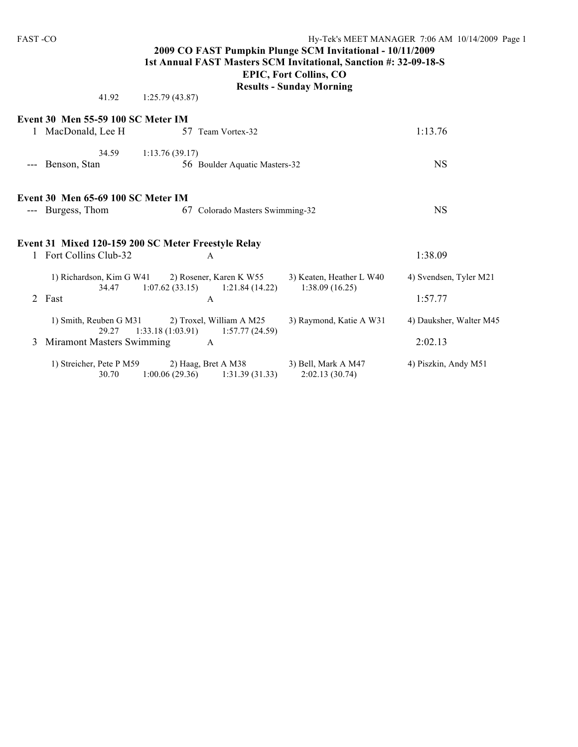# 2009 CO FAST Pumpkin Plunge SCM Invitational - 10/11/2009
## 1st Annual FAST Masters SCM Invitational, Sanction #: 32-09-18-S
## EPIC, Fort Collins, CO
## Results - Sunday Morning

41.92 1:25.79 (43.87)

### Event 30 Men 55-59 100 SC Meter IM

| | Name | Age | Team | Time |
|---|---|---|---|---|
| 1 | MacDonald, Lee H | 57 | Team Vortex-32 | 1:13.76 |

34.59 1:13.76 (39.17)

| | Name | Age | Team | Time |
|---|---|---|---|---|
| --- | Benson, Stan | 56 | Boulder Aquatic Masters-32 | NS |

### Event 30 Men 65-69 100 SC Meter IM

| | Name | Age | Team | Time |
|---|---|---|---|---|
| --- | Burgess, Thom | 67 | Colorado Masters Swimming-32 | NS |

### Event 31 Mixed 120-159 200 SC Meter Freestyle Relay

| | Team | Relay | Time |
|---|---|---|---|
| 1 | Fort Collins Club-32 | A | 1:38.09 |

1) Richardson, Kim G W41 2) Rosener, Karen K W55 3) Keaten, Heather L W40 4) Svendsen, Tyler M21

34.47 1:07.62 (33.15) 1:21.84 (14.22) 1:38.09 (16.25)

| | Team | Relay | Time |
|---|---|---|---|
| 2 | Fast | A | 1:57.77 |

1) Smith, Reuben G M31 2) Troxel, William A M25 3) Raymond, Katie A W31 4) Dauksher, Walter M45

29.27 1:33.18 (1:03.91) 1:57.77 (24.59)

| | Team | Relay | Time |
|---|---|---|---|
| 3 | Miramont Masters Swimming | A | 2:02.13 |

1) Streicher, Pete P M59 2) Haag, Bret A M38 3) Bell, Mark A M47 4) Piszkin, Andy M51

30.70 1:00.06 (29.36) 1:31.39 (31.33) 2:02.13 (30.74)